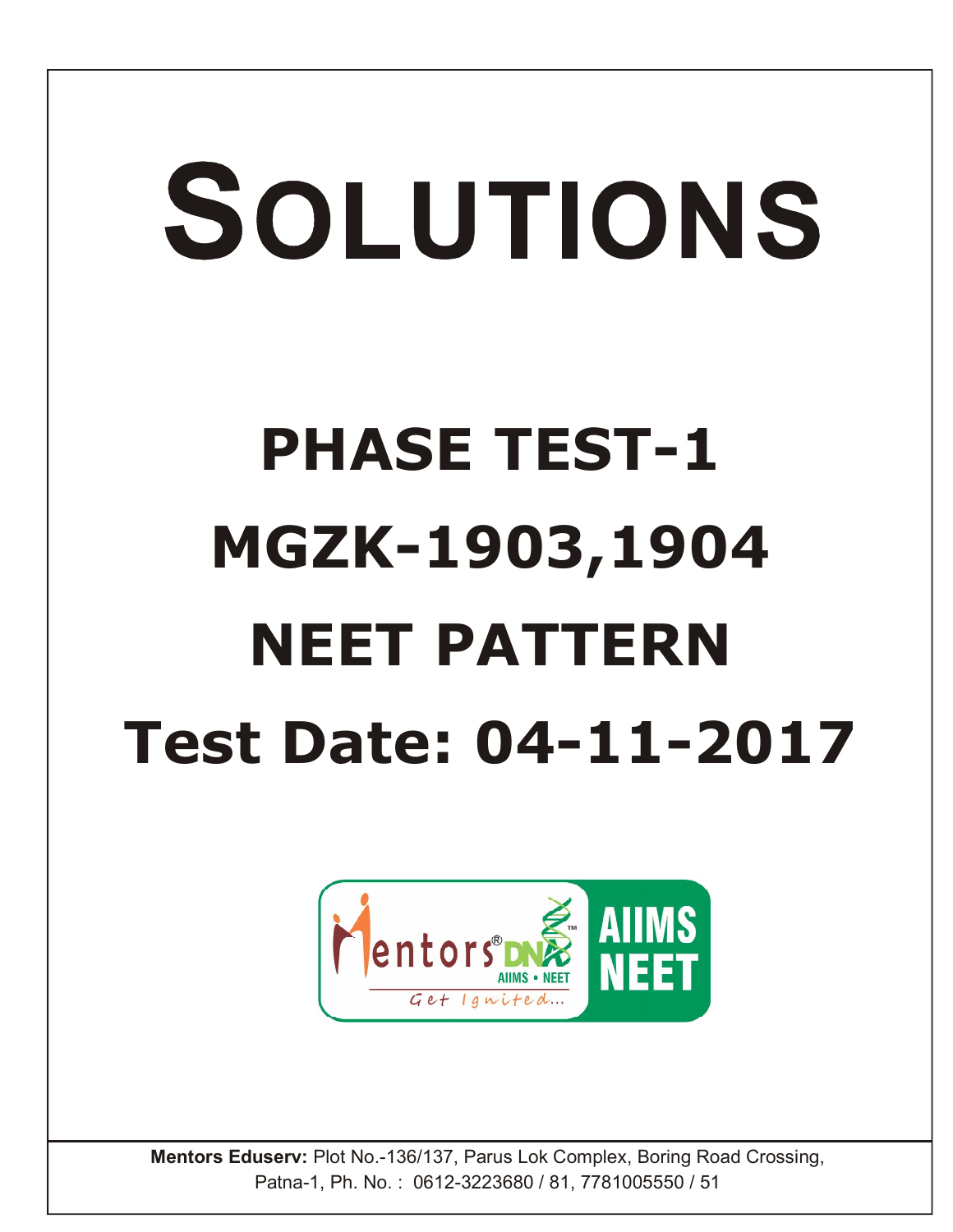# SOLUTIONS

## PHASE TEST-1

## MGZK-1903,1904

## NEET PATTERN

## Test Date: 04-11-2017

Mentors® DNA AIIMS • NEET Get Ignited... AIIMS NEET

**Mentors Eduserv:** Plot No.-136/137, Parus Lok Complex, Boring Road Crossing, Patna-1, Ph. No. : 0612-3223680 / 81, 7781005550 / 51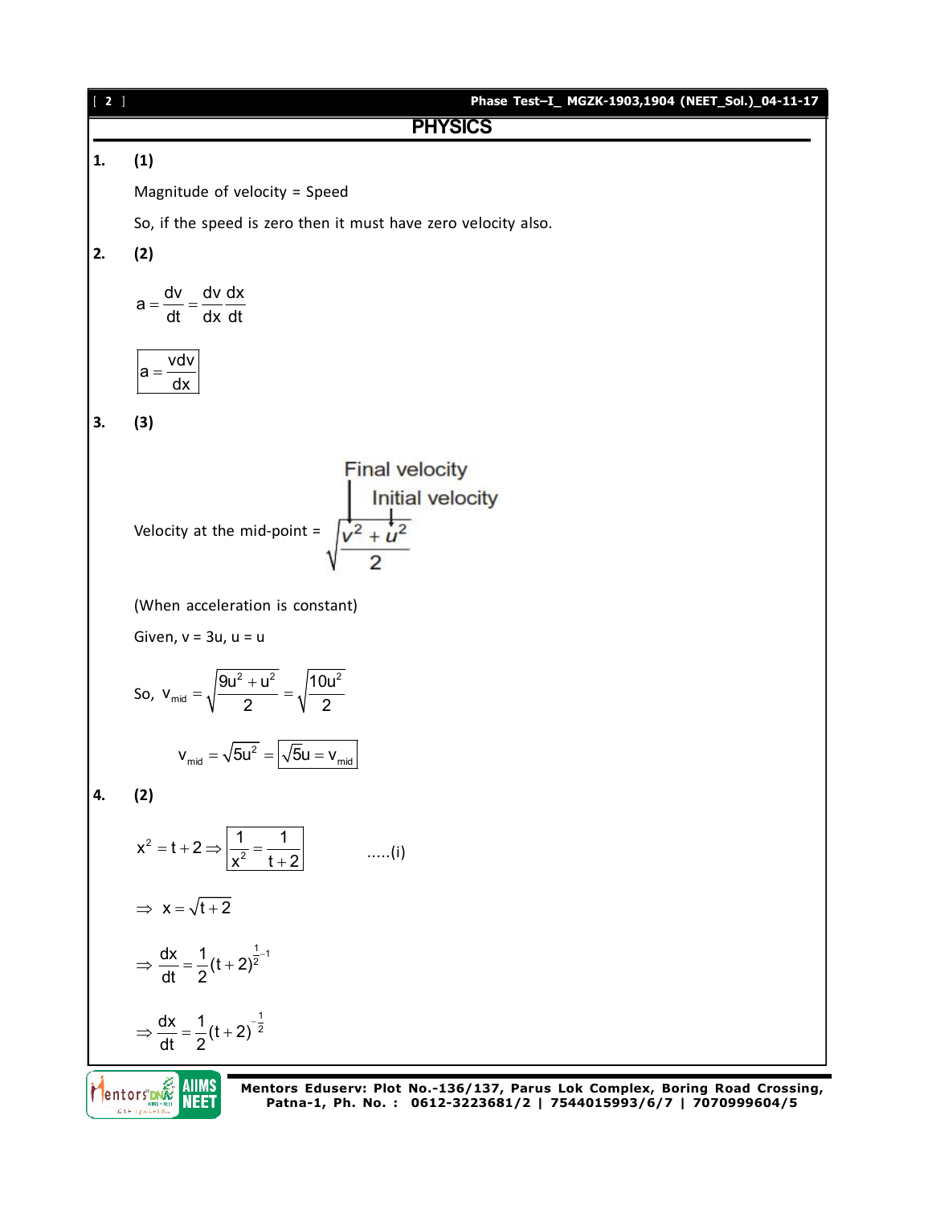## PHYSICS

**1.** **(1)**

Magnitude of velocity = Speed

So, if the speed is zero then it must have zero velocity also.

**2.** **(2)**

$$a = \frac{dv}{dt} = \frac{dv}{dx}\frac{dx}{dt}$$

$$\boxed{a = \frac{vdv}{dx}}$$

**3.** **(3)**

Velocity at the mid-point = $\sqrt{\dfrac{v^2 + u^2}{2}}$ (where $v$ = Final velocity, $u$ = Initial velocity)

(When acceleration is constant)

Given, v = 3u, u = u

$$\text{So, } v_{mid} = \sqrt{\frac{9u^2 + u^2}{2}} = \sqrt{\frac{10u^2}{2}}$$

$$v_{mid} = \sqrt{5u^2} = \boxed{\sqrt{5}u = v_{mid}}$$

**4.** **(2)**

$$x^2 = t + 2 \Rightarrow \boxed{\frac{1}{x^2} = \frac{1}{t+2}} \qquad .....(i)$$

$$\Rightarrow x = \sqrt{t+2}$$

$$\Rightarrow \frac{dx}{dt} = \frac{1}{2}(t+2)^{\frac{1}{2}-1}$$

$$\Rightarrow \frac{dx}{dt} = \frac{1}{2}(t+2)^{-\frac{1}{2}}$$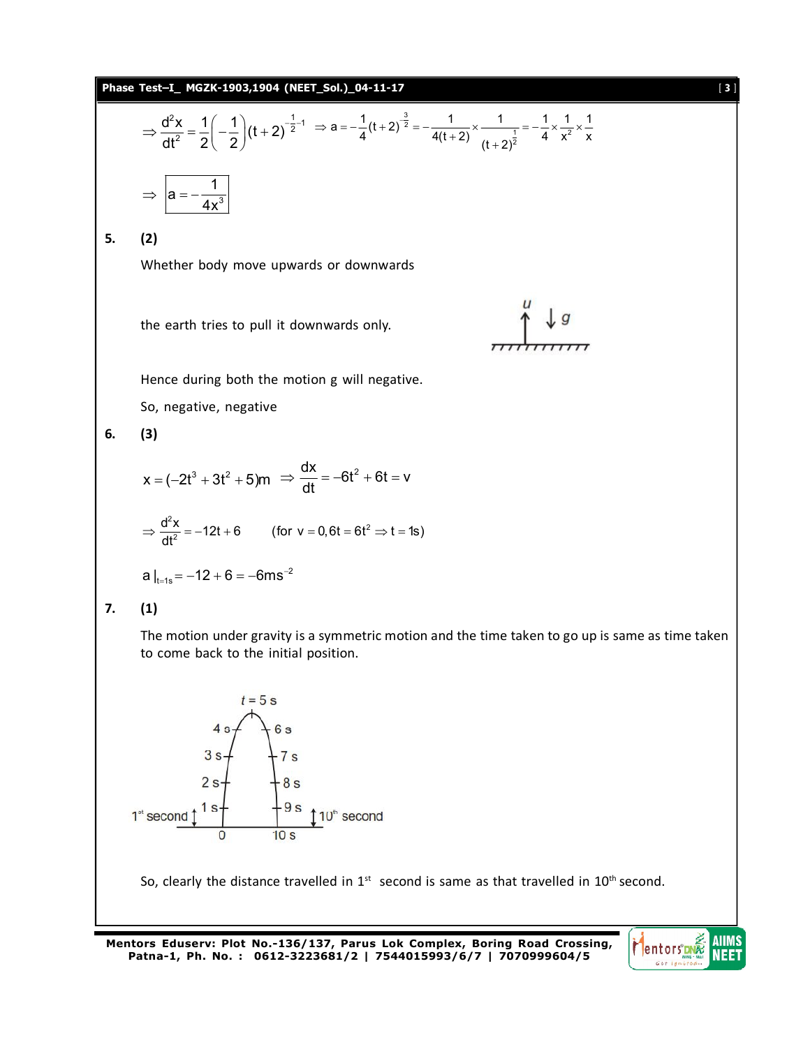$$\Rightarrow \frac{d^2x}{dt^2} = \frac{1}{2}\left(-\frac{1}{2}\right)(t+2)^{-\frac{1}{2}-1} \Rightarrow a = -\frac{1}{4}(t+2)^{-\frac{3}{2}} = -\frac{1}{4(t+2)} \times \frac{1}{(t+2)^{\frac{1}{2}}} = -\frac{1}{4} \times \frac{1}{x^2} \times \frac{1}{x}$$

$$\Rightarrow \boxed{a = -\frac{1}{4x^3}}$$

**5. (2)**

Whether body move upwards or downwards

the earth tries to pull it downwards only.

Hence during both the motion g will negative.

So, negative, negative

**6. (3)**

$$x = (-2t^3 + 3t^2 + 5)\text{m} \Rightarrow \frac{dx}{dt} = -6t^2 + 6t = v$$

$$\Rightarrow \frac{d^2x}{dt^2} = -12t + 6 \qquad (\text{for } v = 0, 6t = 6t^2 \Rightarrow t = 1\text{s})$$

$$a\,|_{t=1s} = -12 + 6 = -6\text{ms}^{-2}$$

**7. (1)**

The motion under gravity is a symmetric motion and the time taken to go up is same as time taken to come back to the initial position.

So, clearly the distance travelled in 1st second is same as that travelled in 10th second.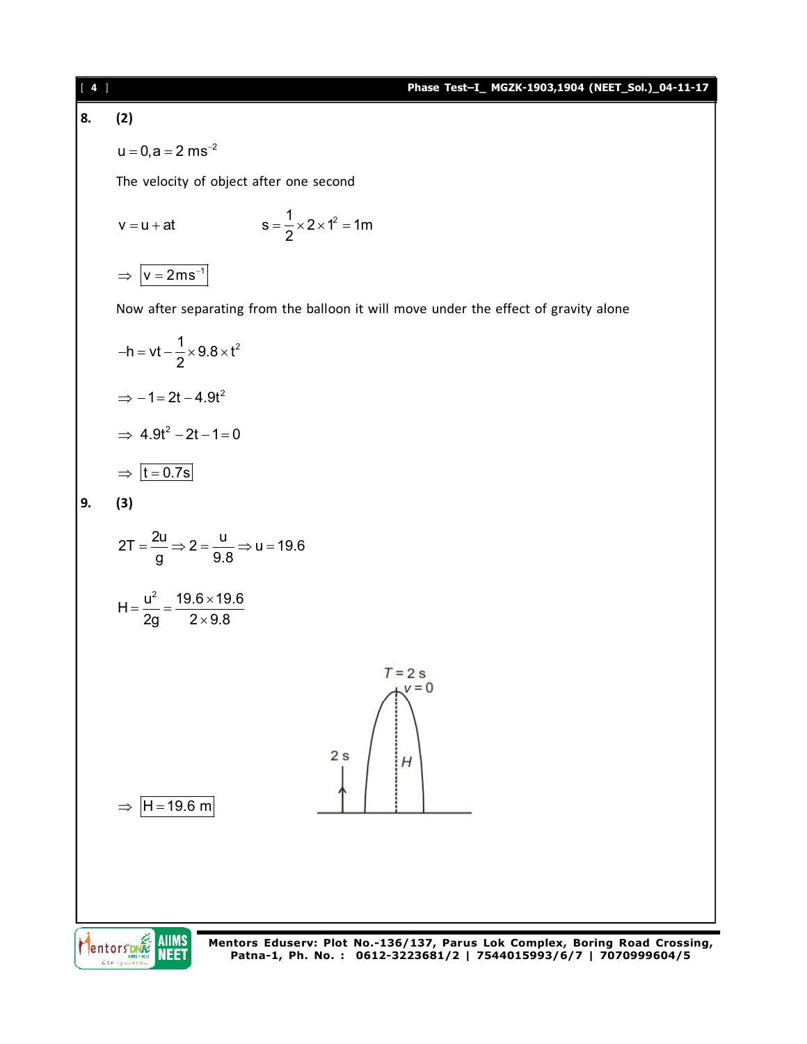**8.** **(2)**

$u = 0, a = 2\ ms^{-2}$

The velocity of object after one second

$v = u + at \qquad\qquad s = \frac{1}{2} \times 2 \times 1^2 = 1m$

$\Rightarrow \boxed{v = 2ms^{-1}}$

Now after separating from the balloon it will move under the effect of gravity alone

$-h = vt - \frac{1}{2} \times 9.8 \times t^2$

$\Rightarrow -1 = 2t - 4.9t^2$

$\Rightarrow 4.9t^2 - 2t - 1 = 0$

$\Rightarrow \boxed{t = 0.7s}$

**9.** **(3)**

$2T = \frac{2u}{g} \Rightarrow 2 = \frac{u}{9.8} \Rightarrow u = 19.6$

$H = \frac{u^2}{2g} = \frac{19.6 \times 19.6}{2 \times 9.8}$

$\Rightarrow \boxed{H = 19.6\ m}$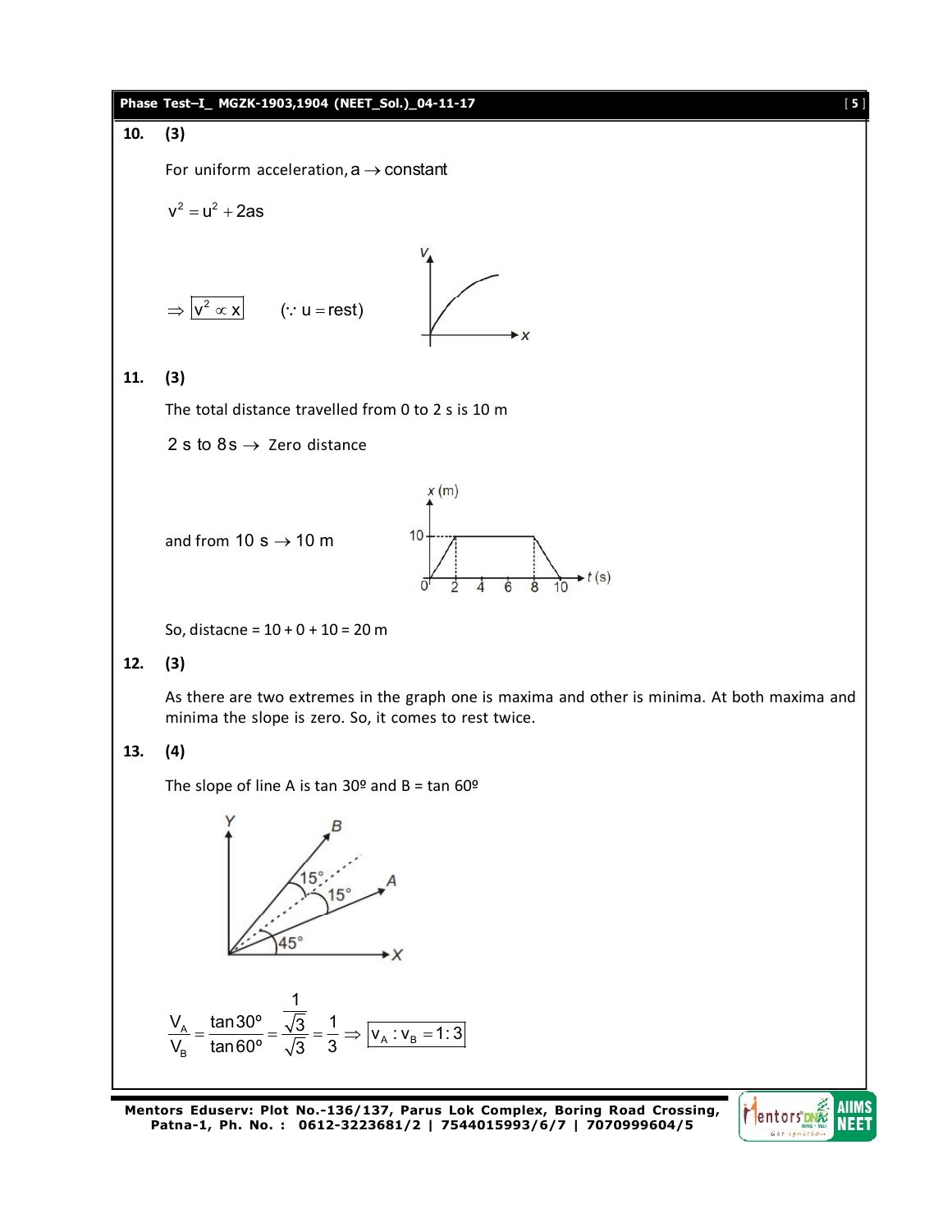**10. (3)**

For uniform acceleration, $a \rightarrow$ constant

$$v^2 = u^2 + 2as$$

$\Rightarrow \boxed{v^2 \propto x}$ $\quad (\because u = \text{rest})$

**11. (3)**

The total distance travelled from 0 to 2 s is 10 m

$2 \text{ s to } 8 \text{ s} \rightarrow$ Zero distance

and from $10 \text{ s} \rightarrow 10 \text{ m}$

So, distacne = 10 + 0 + 10 = 20 m

**12. (3)**

As there are two extremes in the graph one is maxima and other is minima. At both maxima and minima the slope is zero. So, it comes to rest twice.

**13. (4)**

The slope of line A is tan 30º and B = tan 60º

$$\frac{V_A}{V_B} = \frac{\tan 30^\circ}{\tan 60^\circ} = \frac{\frac{1}{\sqrt{3}}}{\sqrt{3}} = \frac{1}{3} \Rightarrow \boxed{V_A : V_B = 1 : 3}$$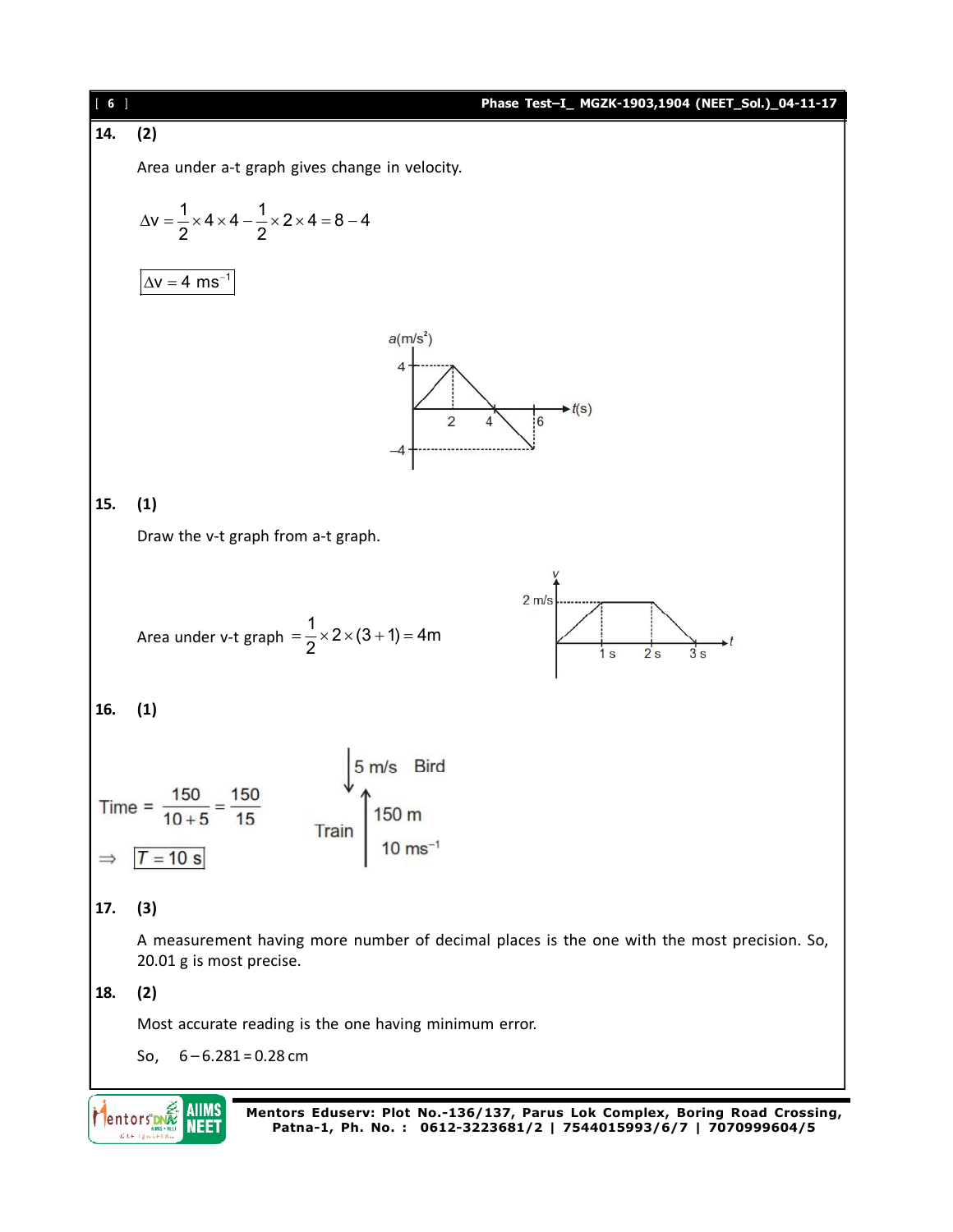**14. (2)**

Area under a-t graph gives change in velocity.

$$\Delta v = \frac{1}{2}\times 4\times 4 - \frac{1}{2}\times 2\times 4 = 8 - 4$$

$$\boxed{\Delta v = 4\ ms^{-1}}$$

**15. (1)**

Draw the v-t graph from a-t graph.

Area under v-t graph $= \frac{1}{2}\times 2\times(3+1) = 4m$

**16. (1)**

$$\text{Time} = \frac{150}{10+5} = \frac{150}{15}$$

$$\Rightarrow \boxed{T = 10\ s}$$

**17. (3)**

A measurement having more number of decimal places is the one with the most precision. So, 20.01 g is most precise.

**18. (2)**

Most accurate reading is the one having minimum error.

So, $6 - 6.281 = 0.28\ \text{cm}$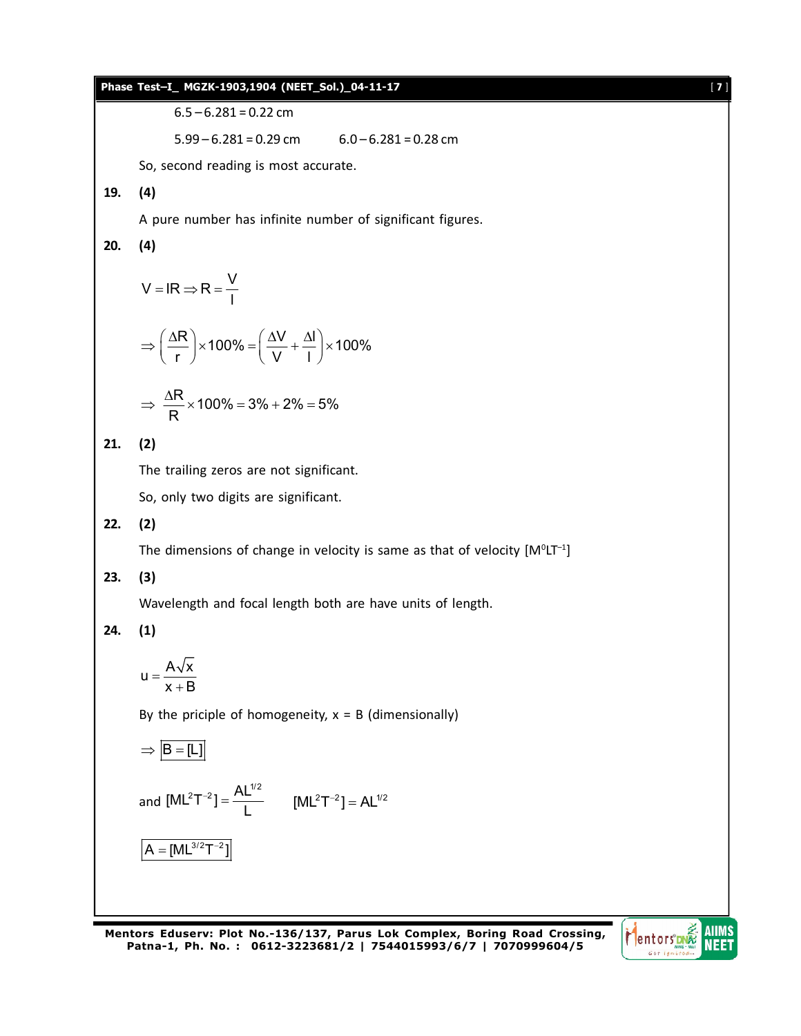$$6.5 - 6.281 = 0.22 \text{ cm}$$

$$5.99 - 6.281 = 0.29 \text{ cm} \qquad 6.0 - 6.281 = 0.28 \text{ cm}$$

So, second reading is most accurate.

**19.** **(4)**

A pure number has infinite number of significant figures.

**20.** **(4)**

$$V = IR \Rightarrow R = \frac{V}{I}$$

$$\Rightarrow \left(\frac{\Delta R}{r}\right) \times 100\% = \left(\frac{\Delta V}{V} + \frac{\Delta I}{I}\right) \times 100\%$$

$$\Rightarrow \frac{\Delta R}{R} \times 100\% = 3\% + 2\% = 5\%$$

**21.** **(2)**

The trailing zeros are not significant.

So, only two digits are significant.

**22.** **(2)**

The dimensions of change in velocity is same as that of velocity $[M^0LT^{-1}]$

**23.** **(3)**

Wavelength and focal length both are have units of length.

**24.** **(1)**

$$u = \frac{A\sqrt{x}}{x + B}$$

By the priciple of homogeneity, x = B (dimensionally)

$$\Rightarrow \boxed{B = [L]}$$

and $[ML^2T^{-2}] = \dfrac{AL^{1/2}}{L} \qquad [ML^2T^{-2}] = AL^{1/2}$

$$\boxed{A = [ML^{3/2}T^{-2}]}$$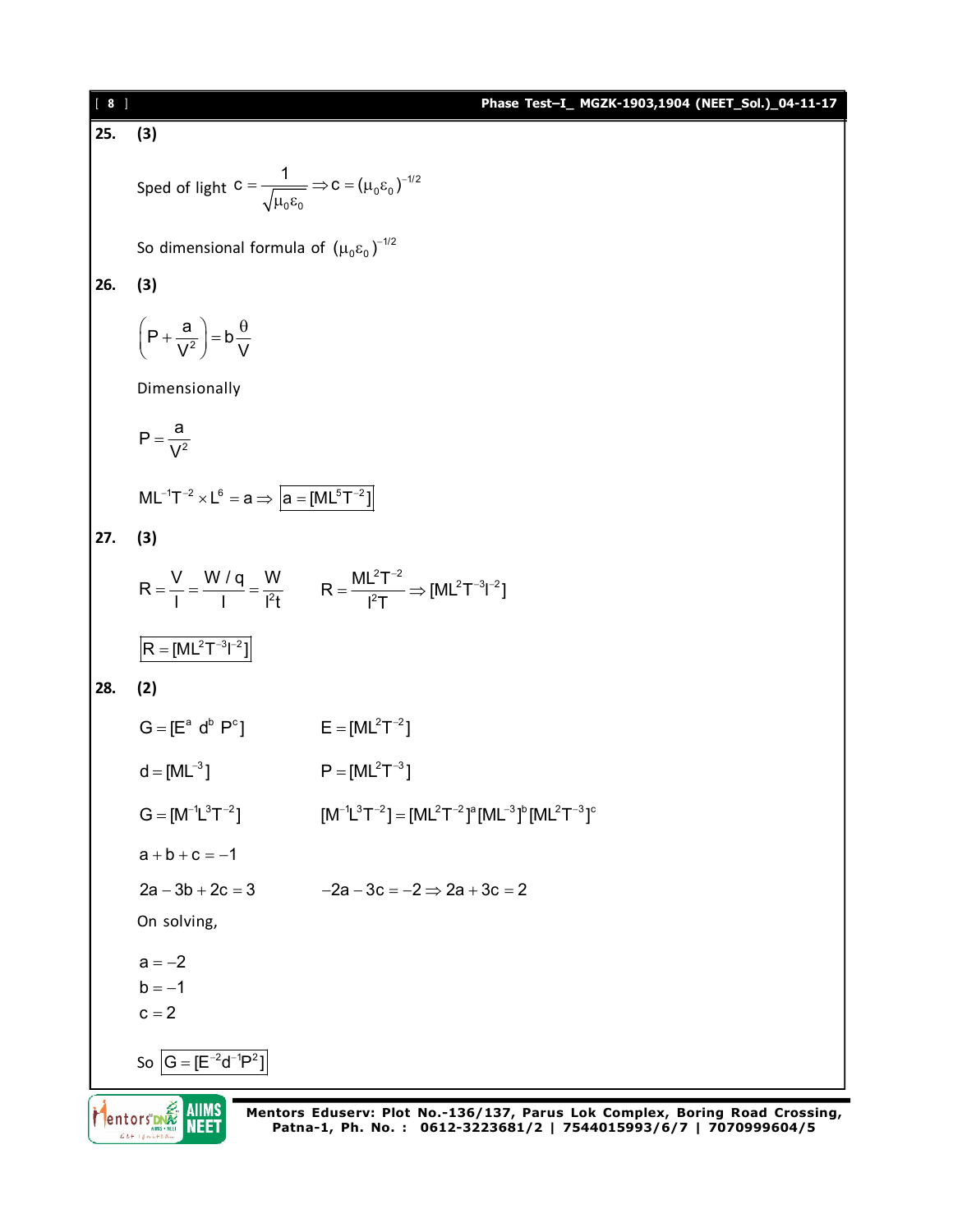**25. (3)**

Sped of light $c = \dfrac{1}{\sqrt{\mu_0 \varepsilon_0}} \Rightarrow c = (\mu_0 \varepsilon_0)^{-1/2}$

So dimensional formula of $(\mu_0 \varepsilon_0)^{-1/2}$

**26. (3)**

$$\left(P + \frac{a}{V^2}\right) = b\frac{\theta}{V}$$

Dimensionally

$$P = \frac{a}{V^2}$$

$$ML^{-1}T^{-2} \times L^6 = a \Rightarrow \boxed{a = [ML^5T^{-2}]}$$

**27. (3)**

$$R = \frac{V}{I} = \frac{W/q}{I} = \frac{W}{I^2 t} \qquad R = \frac{ML^2T^{-2}}{I^2 T} \Rightarrow [ML^2T^{-3}I^{-2}]$$

$$\boxed{R = [ML^2T^{-3}I^{-2}]}$$

**28. (2)**

$G = [E^a \ d^b \ P^c]$ $\qquad E = [ML^2T^{-2}]$

$d = [ML^{-3}]$ $\qquad P = [ML^2T^{-3}]$

$G = [M^{-1}L^3T^{-2}]$ $\qquad [M^{-1}L^3T^{-2}] = [ML^2T^{-2}]^a [ML^{-3}]^b [ML^2T^{-3}]^c$

$a + b + c = -1$

$2a - 3b + 2c = 3$ $\qquad -2a - 3c = -2 \Rightarrow 2a + 3c = 2$

On solving,

$a = -2$

$b = -1$

$c = 2$

So $\boxed{G = [E^{-2}d^{-1}P^2]}$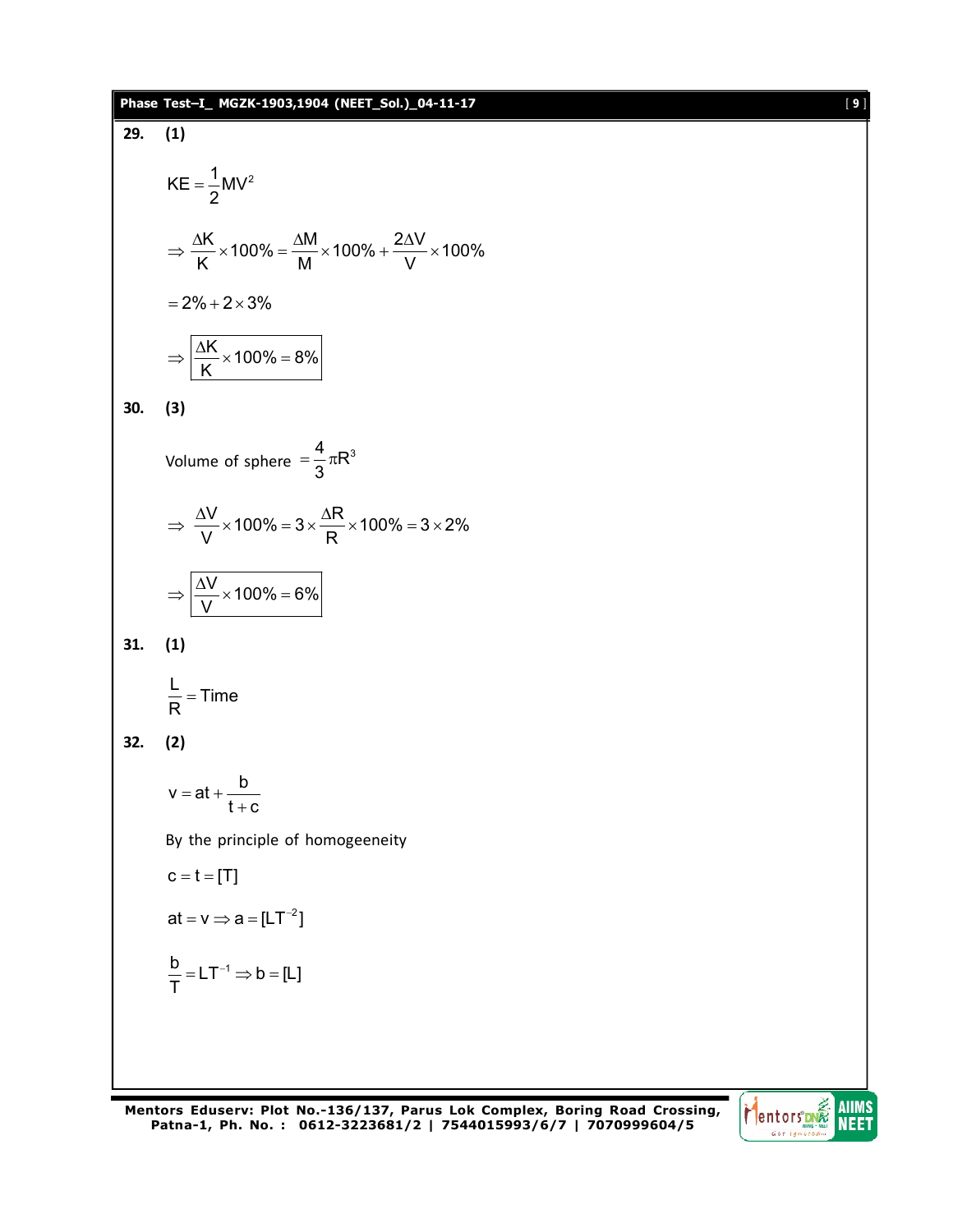**29. (1)**

$$KE = \frac{1}{2}MV^2$$

$$\Rightarrow \frac{\Delta K}{K} \times 100\% = \frac{\Delta M}{M} \times 100\% + \frac{2\Delta V}{V} \times 100\%$$

$$= 2\% + 2 \times 3\%$$

$$\Rightarrow \boxed{\frac{\Delta K}{K} \times 100\% = 8\%}$$

**30. (3)**

Volume of sphere $= \frac{4}{3}\pi R^3$

$$\Rightarrow \frac{\Delta V}{V} \times 100\% = 3 \times \frac{\Delta R}{R} \times 100\% = 3 \times 2\%$$

$$\Rightarrow \boxed{\frac{\Delta V}{V} \times 100\% = 6\%}$$

**31. (1)**

$$\frac{L}{R} = \text{Time}$$

**32. (2)**

$$v = at + \frac{b}{t + c}$$

By the principle of homogeneity

$$c = t = [T]$$

$$at = v \Rightarrow a = [LT^{-2}]$$

$$\frac{b}{T} = LT^{-1} \Rightarrow b = [L]$$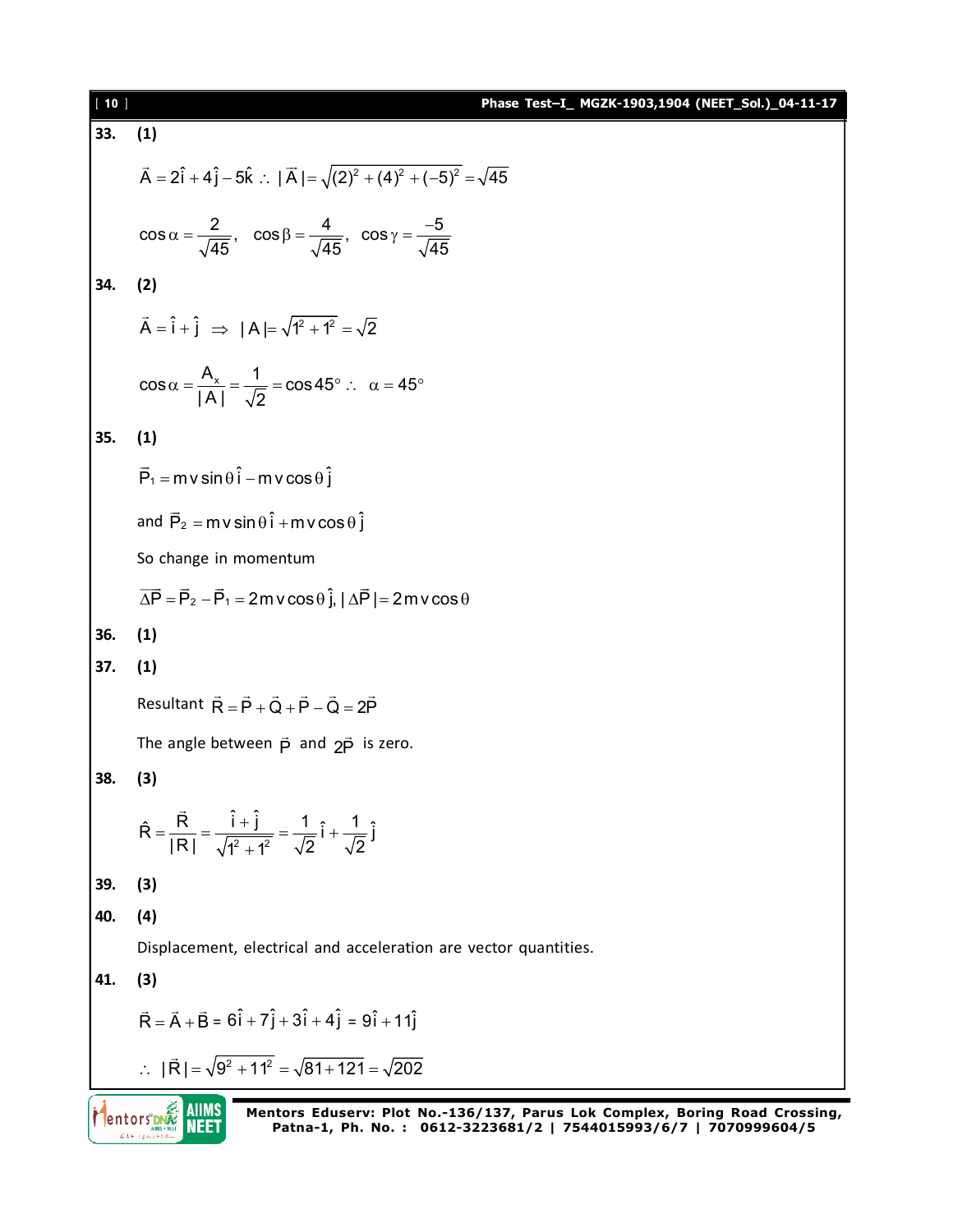**33. (1)**

$\vec{A} = 2\hat{i} + 4\hat{j} - 5\hat{k} \therefore |\vec{A}| = \sqrt{(2)^2 + (4)^2 + (-5)^2} = \sqrt{45}$

$\cos\alpha = \frac{2}{\sqrt{45}}, \quad \cos\beta = \frac{4}{\sqrt{45}}, \quad \cos\gamma = \frac{-5}{\sqrt{45}}$

**34. (2)**

$\vec{A} = \hat{i} + \hat{j} \;\Rightarrow\; |A| = \sqrt{1^2 + 1^2} = \sqrt{2}$

$\cos\alpha = \frac{A_x}{|A|} = \frac{1}{\sqrt{2}} = \cos 45° \therefore \;\; \alpha = 45°$

**35. (1)**

$\vec{P}_1 = mv\sin\theta\,\hat{i} - mv\cos\theta\,\hat{j}$

and $\vec{P}_2 = mv\sin\theta\,\hat{i} + mv\cos\theta\,\hat{j}$

So change in momentum

$\overline{\Delta P} = \vec{P}_2 - \vec{P}_1 = 2mv\cos\theta\,\hat{j}, |\Delta\vec{P}| = 2mv\cos\theta$

**36. (1)**

**37. (1)**

Resultant $\vec{R} = \vec{P} + \vec{Q} + \vec{P} - \vec{Q} = 2\vec{P}$

The angle between $\vec{P}$ and $2\vec{P}$ is zero.

**38. (3)**

$\hat{R} = \frac{\vec{R}}{|R|} = \frac{\hat{i} + \hat{j}}{\sqrt{1^2 + 1^2}} = \frac{1}{\sqrt{2}}\hat{i} + \frac{1}{\sqrt{2}}\hat{j}$

**39. (3)**

**40. (4)**

Displacement, electrical and acceleration are vector quantities.

**41. (3)**

$\vec{R} = \vec{A} + \vec{B} = 6\hat{i} + 7\hat{j} + 3\hat{i} + 4\hat{j} = 9\hat{i} + 11\hat{j}$

$\therefore \; |\vec{R}| = \sqrt{9^2 + 11^2} = \sqrt{81 + 121} = \sqrt{202}$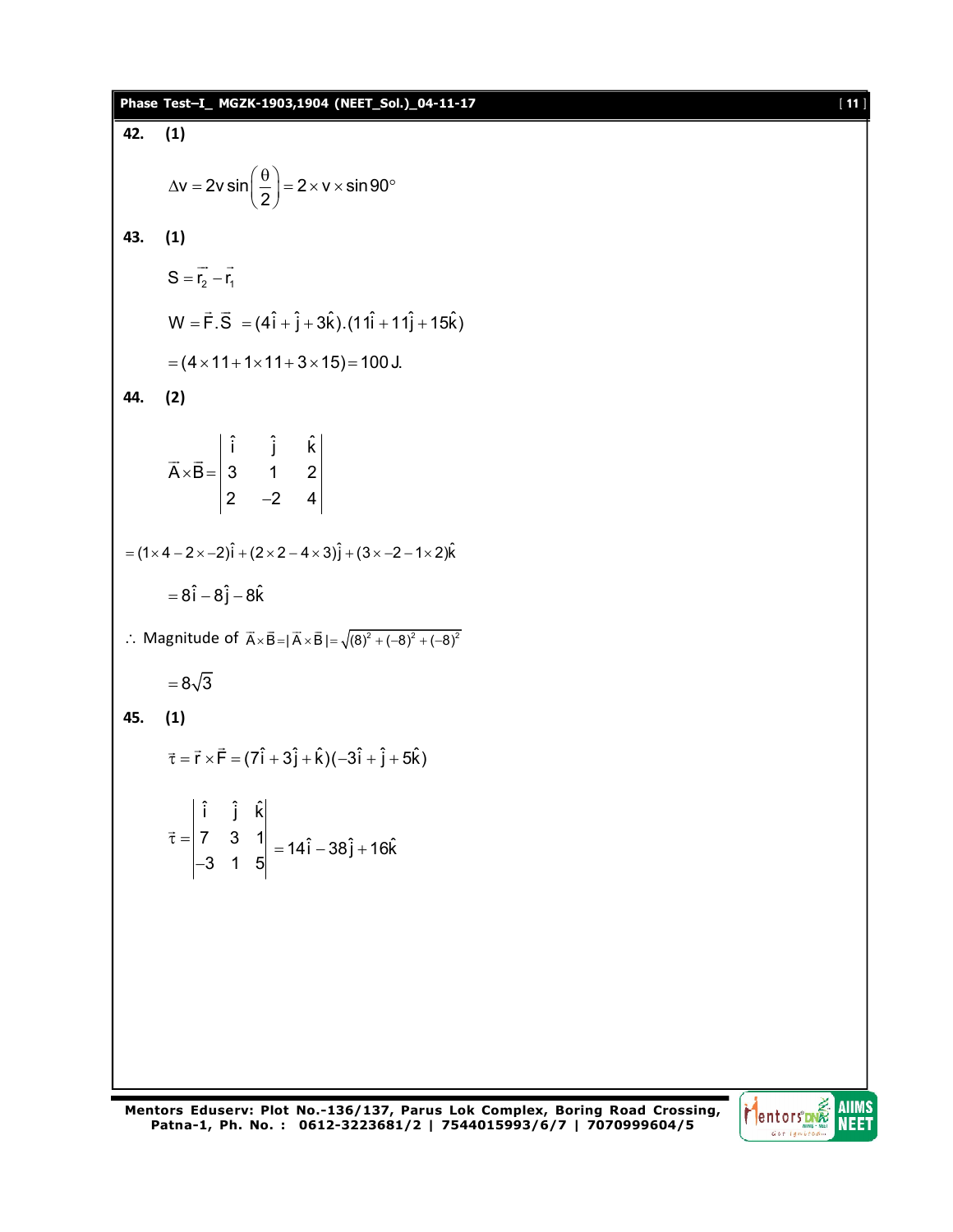**42. (1)**

$$\Delta v = 2v\sin\left(\frac{\theta}{2}\right) = 2 \times v \times \sin 90^\circ$$

**43. (1)**

$$S = \vec{r_2} - \vec{r_1}$$

$$W = \vec{F}.\vec{S} = (4\hat{i} + \hat{j} + 3\hat{k}).(11\hat{i} + 11\hat{j} + 15\hat{k})$$

$$= (4 \times 11 + 1 \times 11 + 3 \times 15) = 100\,J.$$

**44. (2)**

$$\vec{A} \times \vec{B} = \begin{vmatrix} \hat{i} & \hat{j} & \hat{k} \\ 3 & 1 & 2 \\ 2 & -2 & 4 \end{vmatrix}$$

$$= (1 \times 4 - 2 \times -2)\hat{i} + (2 \times 2 - 4 \times 3)\hat{j} + (3 \times -2 - 1 \times 2)\hat{k}$$

$$= 8\hat{i} - 8\hat{j} - 8\hat{k}$$

$\therefore$ Magnitude of $\vec{A} \times \vec{B} = |\vec{A} \times \vec{B}| = \sqrt{(8)^2 + (-8)^2 + (-8)^2}$

$$= 8\sqrt{3}$$

**45. (1)**

$$\vec{\tau} = \vec{r} \times \vec{F} = (7\hat{i} + 3\hat{j} + \hat{k})(-3\hat{i} + \hat{j} + 5\hat{k})$$

$$\vec{\tau} = \begin{vmatrix} \hat{i} & \hat{j} & \hat{k} \\ 7 & 3 & 1 \\ -3 & 1 & 5 \end{vmatrix} = 14\hat{i} - 38\hat{j} + 16\hat{k}$$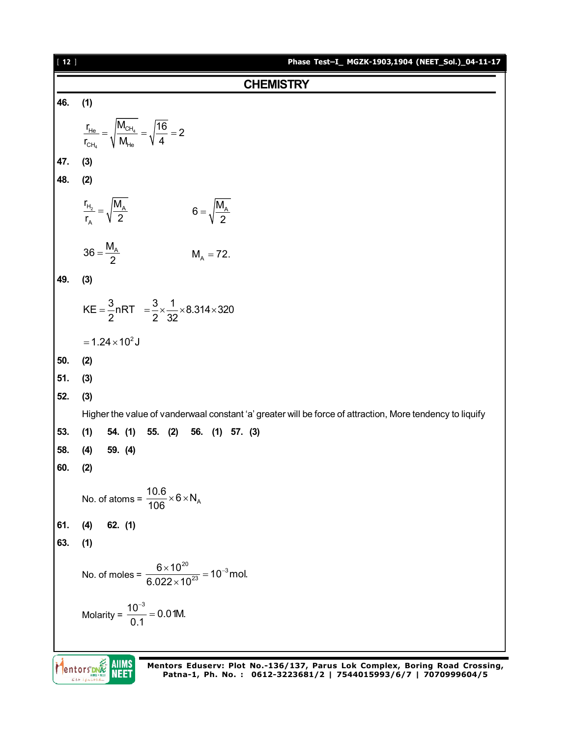## CHEMISTRY

**46. (1)**

$$\frac{r_{He}}{r_{CH_4}} = \sqrt{\frac{M_{CH_4}}{M_{He}}} = \sqrt{\frac{16}{4}} = 2$$

**47. (3)**

**48. (2)**

$$\frac{r_{H_2}}{r_A} = \sqrt{\frac{M_A}{2}} \qquad 6 = \sqrt{\frac{M_A}{2}}$$

$$36 = \frac{M_A}{2} \qquad M_A = 72.$$

**49. (3)**

$$KE = \frac{3}{2}nRT \quad = \frac{3}{2} \times \frac{1}{32} \times 8.314 \times 320$$

$$= 1.24 \times 10^2 \, J$$

**50. (2)**

**51. (3)**

**52. (3)**

Higher the value of vanderwaal constant ‘a’ greater will be force of attraction, More tendency to liquify

**53. (1)** **54. (1)** **55. (2)** **56. (1)** **57. (3)**

**58. (4)** **59. (4)**

**60. (2)**

No. of atoms = $\frac{10.6}{106} \times 6 \times N_A$

**61. (4)** **62. (1)**

**63. (1)**

No. of moles = $\frac{6 \times 10^{20}}{6.022 \times 10^{23}} = 10^{-3}$ mol.

Molarity = $\frac{10^{-3}}{0.1} = 0.01$M.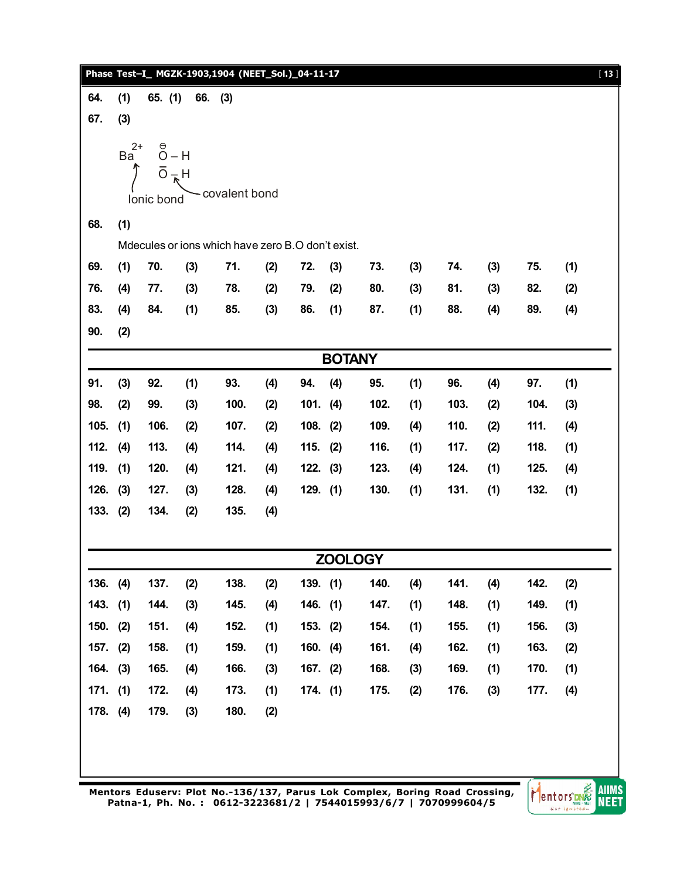64. (1) 65. (1) 66. (3)

67. (3)

$Ba^{2+}$ $\overset{\ominus}{O} - H$

$\bar{O} - H$

Ionic bond — covalent bond

68. (1)

Mdecules or ions which have zero B.O don't exist.

| | | | | | | | | | | | | | |
|---|---|---|---|---|---|---|---|---|---|---|---|---|---|
| 69. | (1) | 70. | (3) | 71. | (2) | 72. | (3) | 73. | (3) | 74. | (3) | 75. | (1) |
| 76. | (4) | 77. | (3) | 78. | (2) | 79. | (2) | 80. | (3) | 81. | (3) | 82. | (2) |
| 83. | (4) | 84. | (1) | 85. | (3) | 86. | (1) | 87. | (1) | 88. | (4) | 89. | (4) |
| 90. | (2) | | | | | | | | | | | | |

## BOTANY

| | | | | | | | | | | | | | |
|---|---|---|---|---|---|---|---|---|---|---|---|---|---|
| 91. | (3) | 92. | (1) | 93. | (4) | 94. | (4) | 95. | (1) | 96. | (4) | 97. | (1) |
| 98. | (2) | 99. | (3) | 100. | (2) | 101. | (4) | 102. | (1) | 103. | (2) | 104. | (3) |
| 105. | (1) | 106. | (2) | 107. | (2) | 108. | (2) | 109. | (4) | 110. | (2) | 111. | (4) |
| 112. | (4) | 113. | (4) | 114. | (4) | 115. | (2) | 116. | (1) | 117. | (2) | 118. | (1) |
| 119. | (1) | 120. | (4) | 121. | (4) | 122. | (3) | 123. | (4) | 124. | (1) | 125. | (4) |
| 126. | (3) | 127. | (3) | 128. | (4) | 129. | (1) | 130. | (1) | 131. | (1) | 132. | (1) |
| 133. | (2) | 134. | (2) | 135. | (4) | | | | | | | | |

## ZOOLOGY

| | | | | | | | | | | | | | |
|---|---|---|---|---|---|---|---|---|---|---|---|---|---|
| 136. | (4) | 137. | (2) | 138. | (2) | 139. | (1) | 140. | (4) | 141. | (4) | 142. | (2) |
| 143. | (1) | 144. | (3) | 145. | (4) | 146. | (1) | 147. | (1) | 148. | (1) | 149. | (1) |
| 150. | (2) | 151. | (4) | 152. | (1) | 153. | (2) | 154. | (1) | 155. | (1) | 156. | (3) |
| 157. | (2) | 158. | (1) | 159. | (1) | 160. | (4) | 161. | (4) | 162. | (1) | 163. | (2) |
| 164. | (3) | 165. | (4) | 166. | (3) | 167. | (2) | 168. | (3) | 169. | (1) | 170. | (1) |
| 171. | (1) | 172. | (4) | 173. | (1) | 174. | (1) | 175. | (2) | 176. | (3) | 177. | (4) |
| 178. | (4) | 179. | (3) | 180. | (2) | | | | | | | | |